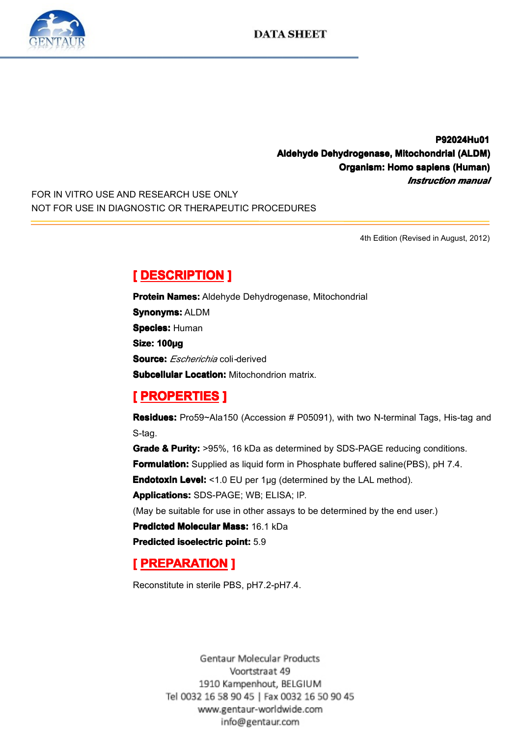DATA SHEET

**P92024Hu01**
**Aldehyde Dehydrogenase, Mitochondrial (ALDM)**
**Organism: Homo sapiens (Human)**
***Instruction manual***

FOR IN VITRO USE AND RESEARCH USE ONLY
NOT FOR USE IN DIAGNOSTIC OR THERAPEUTIC PROCEDURES

4th Edition (Revised in August, 2012)

## [ DESCRIPTION ]

**Protein Names:** Aldehyde Dehydrogenase, Mitochondrial
**Synonyms:** ALDM
**Species:** Human
**Size: 100µg**
**Source:** *Escherichia* coli-derived
**Subcellular Location:** Mitochondrion matrix.

## [ PROPERTIES ]

**Residues:** Pro59~Ala150 (Accession # P05091), with two N-terminal Tags, His-tag and S-tag.
**Grade & Purity:** >95%, 16 kDa as determined by SDS-PAGE reducing conditions.
**Formulation:** Supplied as liquid form in Phosphate buffered saline(PBS), pH 7.4.
**Endotoxin Level:** <1.0 EU per 1µg (determined by the LAL method).
**Applications:** SDS-PAGE; WB; ELISA; IP.
(May be suitable for use in other assays to be determined by the end user.)
**Predicted Molecular Mass:** 16.1 kDa
**Predicted isoelectric point:** 5.9

## [ PREPARATION ]

Reconstitute in sterile PBS, pH7.2-pH7.4.

Gentaur Molecular Products
Voortstraat 49
1910 Kampenhout, BELGIUM
Tel 0032 16 58 90 45 | Fax 0032 16 50 90 45
www.gentaur-worldwide.com
info@gentaur.com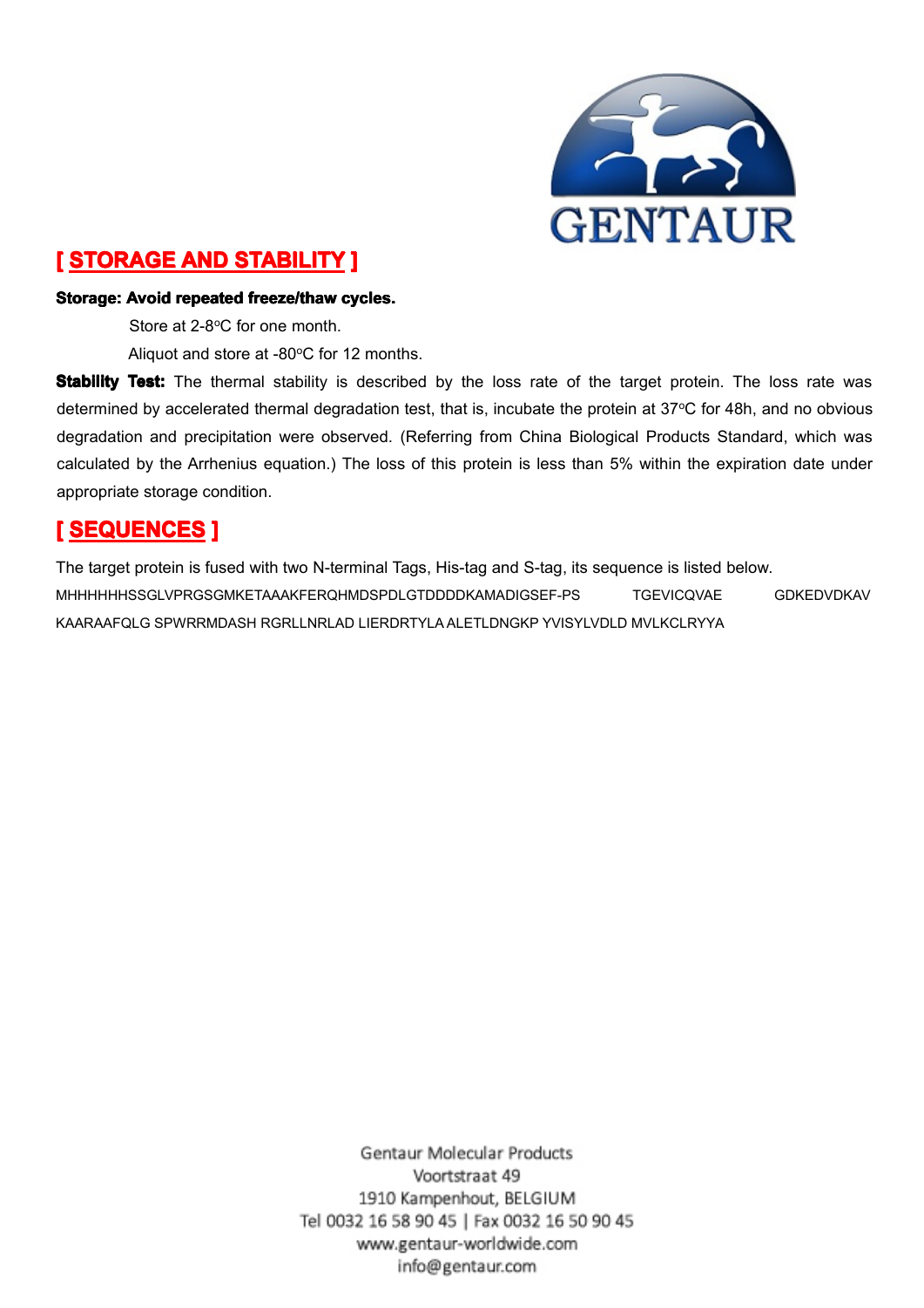## [ STORAGE AND STABILITY ]

**Storage: Avoid repeated freeze/thaw cycles.**

Store at 2-8°C for one month.

Aliquot and store at -80°C for 12 months.

**Stability Test:** The thermal stability is described by the loss rate of the target protein. The loss rate was determined by accelerated thermal degradation test, that is, incubate the protein at 37°C for 48h, and no obvious degradation and precipitation were observed. (Referring from China Biological Products Standard, which was calculated by the Arrhenius equation.) The loss of this protein is less than 5% within the expiration date under appropriate storage condition.

## [ SEQUENCES ]

The target protein is fused with two N-terminal Tags, His-tag and S-tag, its sequence is listed below.

MHHHHHHSSGLVPRGSGMKETAAAKFERQHMDSPDLGTDDDDKAMADIGSEF-PS TGEVICQVAE GDKEDVDKAV KAARAAFQLG SPWRRMDASH RGRLLNRLAD LIERDRTYLA ALETLDNGKP YVISYLVDLD MVLKCLRYYA

Gentaur Molecular Products
Voortstraat 49
1910 Kampenhout, BELGIUM
Tel 0032 16 58 90 45 | Fax 0032 16 50 90 45
www.gentaur-worldwide.com
info@gentaur.com